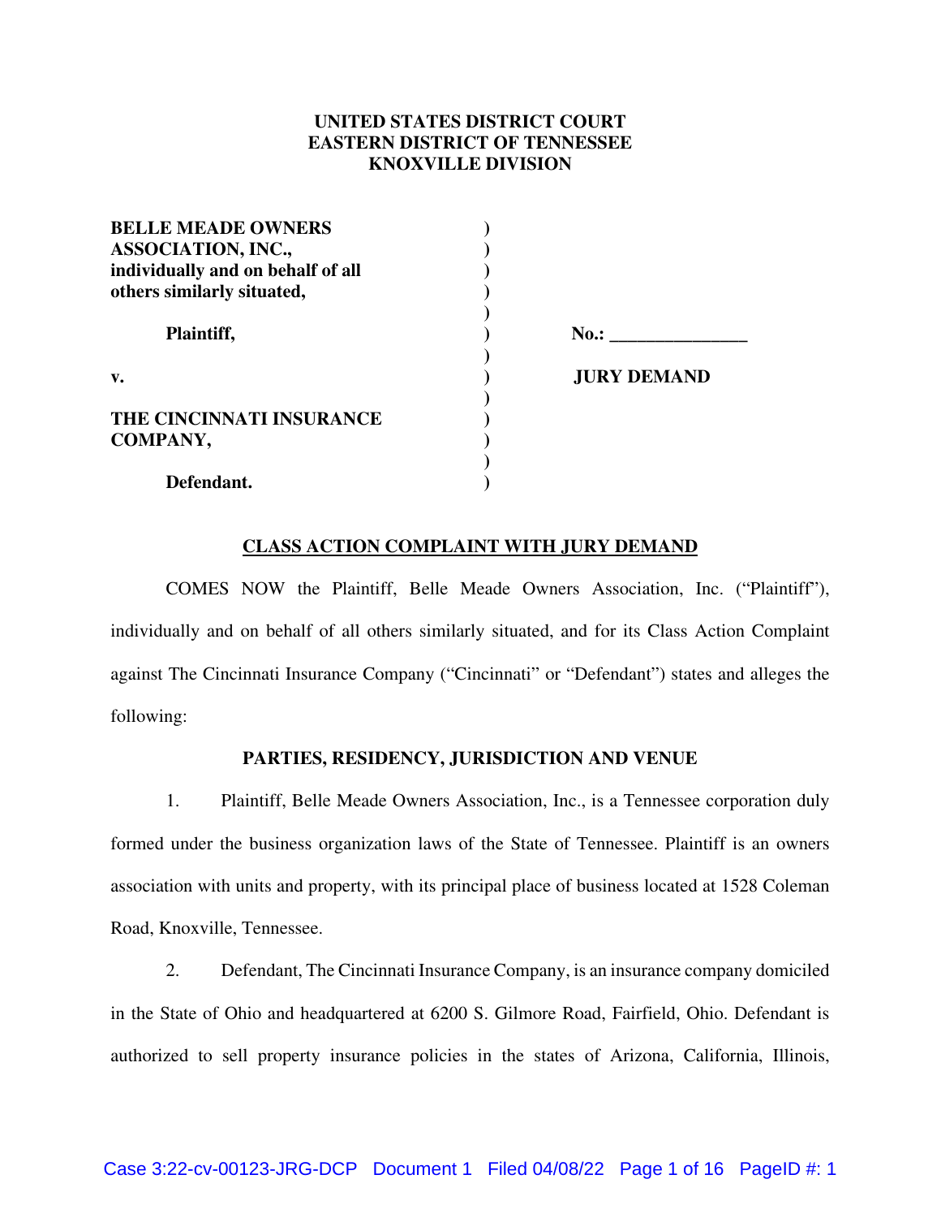**UNITED STATES DISTRICT COURT**
**EASTERN DISTRICT OF TENNESSEE**
**KNOXVILLE DIVISION**

| | | |
|---|---|---|
| **BELLE MEADE OWNERS ASSOCIATION, INC., individually and on behalf of all others similarly situated,** | ) | |
| **Plaintiff,** | ) | **No.: _______________** |
| **v.** | ) | **JURY DEMAND** |
| **THE CINCINNATI INSURANCE COMPANY,** | ) | |
| **Defendant.** | ) | |

**CLASS ACTION COMPLAINT WITH JURY DEMAND**

COMES NOW the Plaintiff, Belle Meade Owners Association, Inc. ("Plaintiff"), individually and on behalf of all others similarly situated, and for its Class Action Complaint against The Cincinnati Insurance Company ("Cincinnati" or "Defendant") states and alleges the following:

**PARTIES, RESIDENCY, JURISDICTION AND VENUE**

1. Plaintiff, Belle Meade Owners Association, Inc., is a Tennessee corporation duly formed under the business organization laws of the State of Tennessee. Plaintiff is an owners association with units and property, with its principal place of business located at 1528 Coleman Road, Knoxville, Tennessee.

2. Defendant, The Cincinnati Insurance Company, is an insurance company domiciled in the State of Ohio and headquartered at 6200 S. Gilmore Road, Fairfield, Ohio. Defendant is authorized to sell property insurance policies in the states of Arizona, California, Illinois,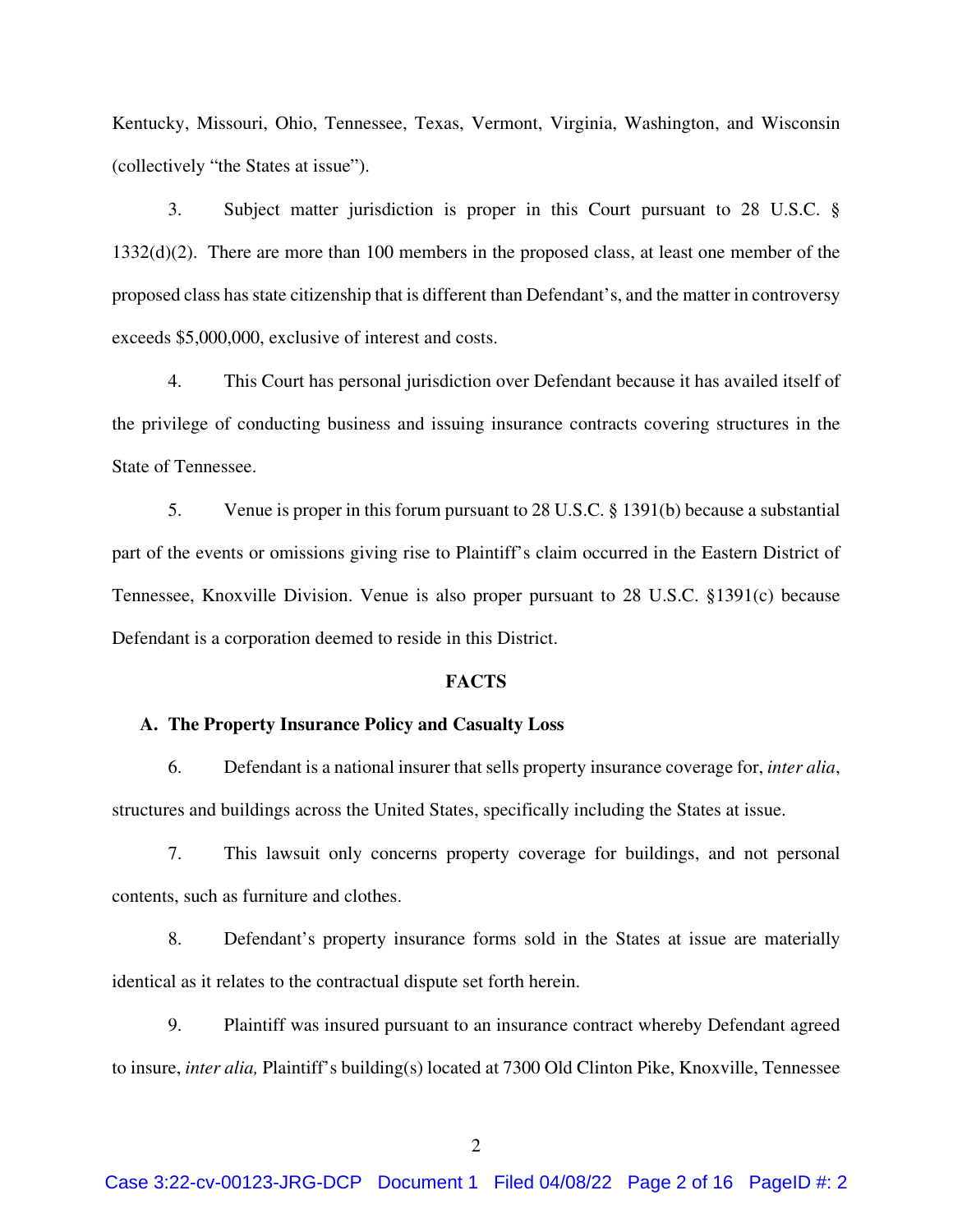Kentucky, Missouri, Ohio, Tennessee, Texas, Vermont, Virginia, Washington, and Wisconsin (collectively "the States at issue").

3. Subject matter jurisdiction is proper in this Court pursuant to 28 U.S.C. § 1332(d)(2). There are more than 100 members in the proposed class, at least one member of the proposed class has state citizenship that is different than Defendant's, and the matter in controversy exceeds $5,000,000, exclusive of interest and costs.

4. This Court has personal jurisdiction over Defendant because it has availed itself of the privilege of conducting business and issuing insurance contracts covering structures in the State of Tennessee.

5. Venue is proper in this forum pursuant to 28 U.S.C. § 1391(b) because a substantial part of the events or omissions giving rise to Plaintiff's claim occurred in the Eastern District of Tennessee, Knoxville Division. Venue is also proper pursuant to 28 U.S.C. §1391(c) because Defendant is a corporation deemed to reside in this District.

## FACTS

### A. The Property Insurance Policy and Casualty Loss

6. Defendant is a national insurer that sells property insurance coverage for, *inter alia*, structures and buildings across the United States, specifically including the States at issue.

7. This lawsuit only concerns property coverage for buildings, and not personal contents, such as furniture and clothes.

8. Defendant's property insurance forms sold in the States at issue are materially identical as it relates to the contractual dispute set forth herein.

9. Plaintiff was insured pursuant to an insurance contract whereby Defendant agreed to insure, *inter alia,* Plaintiff's building(s) located at 7300 Old Clinton Pike, Knoxville, Tennessee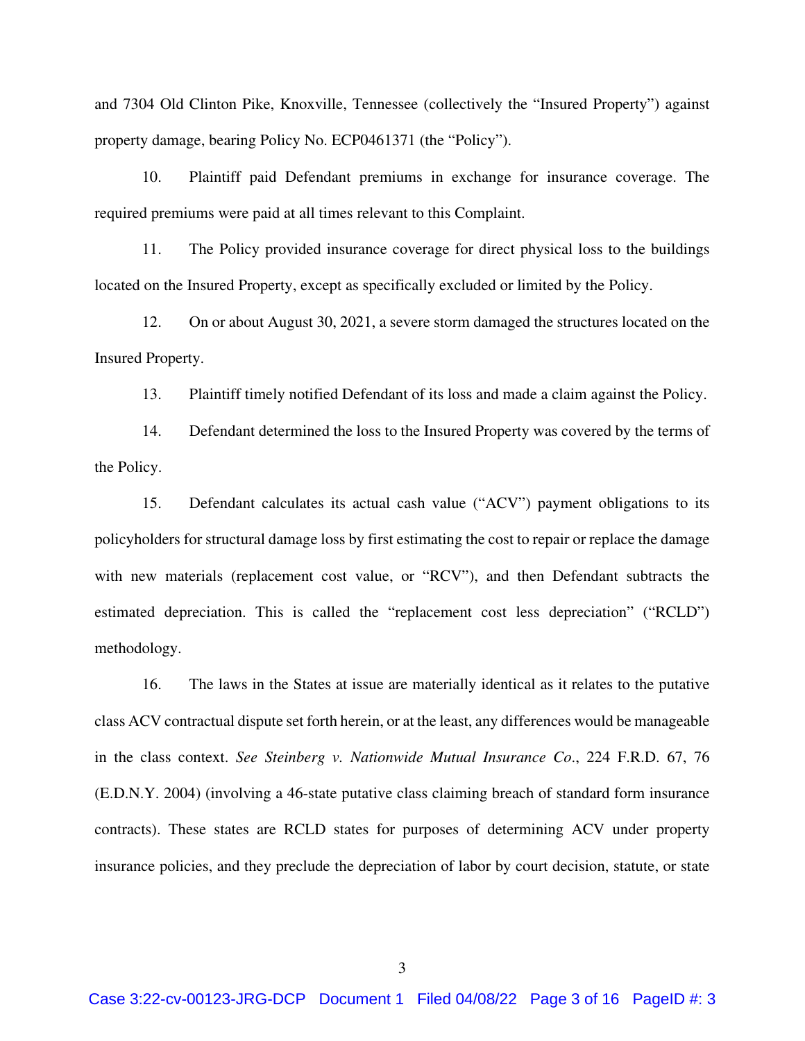and 7304 Old Clinton Pike, Knoxville, Tennessee (collectively the "Insured Property") against property damage, bearing Policy No. ECP0461371 (the "Policy").

10. Plaintiff paid Defendant premiums in exchange for insurance coverage. The required premiums were paid at all times relevant to this Complaint.

11. The Policy provided insurance coverage for direct physical loss to the buildings located on the Insured Property, except as specifically excluded or limited by the Policy.

12. On or about August 30, 2021, a severe storm damaged the structures located on the Insured Property.

13. Plaintiff timely notified Defendant of its loss and made a claim against the Policy.

14. Defendant determined the loss to the Insured Property was covered by the terms of the Policy.

15. Defendant calculates its actual cash value ("ACV") payment obligations to its policyholders for structural damage loss by first estimating the cost to repair or replace the damage with new materials (replacement cost value, or "RCV"), and then Defendant subtracts the estimated depreciation. This is called the "replacement cost less depreciation" ("RCLD") methodology.

16. The laws in the States at issue are materially identical as it relates to the putative class ACV contractual dispute set forth herein, or at the least, any differences would be manageable in the class context. *See Steinberg v. Nationwide Mutual Insurance Co.*, 224 F.R.D. 67, 76 (E.D.N.Y. 2004) (involving a 46-state putative class claiming breach of standard form insurance contracts). These states are RCLD states for purposes of determining ACV under property insurance policies, and they preclude the depreciation of labor by court decision, statute, or state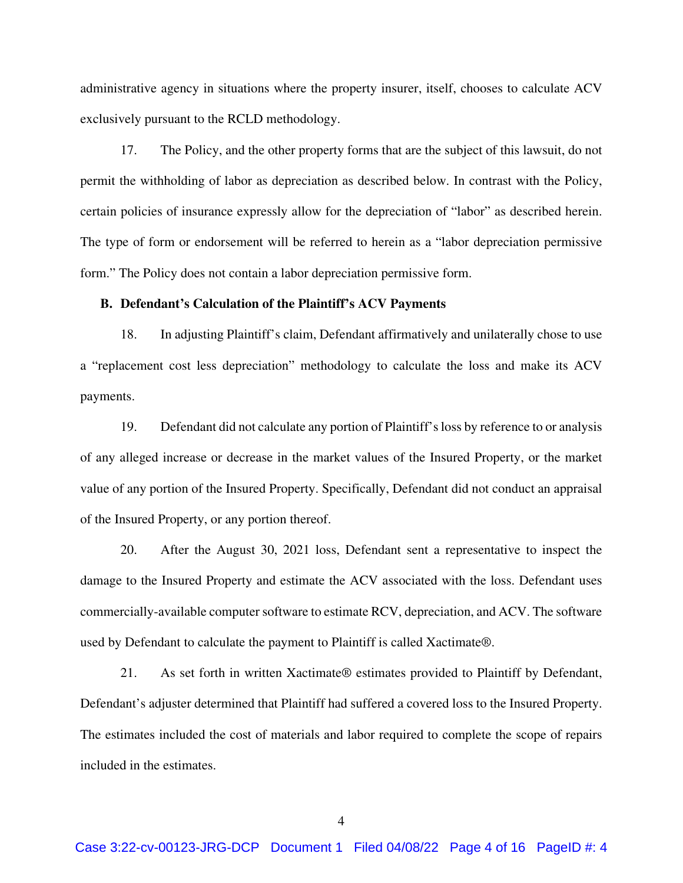administrative agency in situations where the property insurer, itself, chooses to calculate ACV exclusively pursuant to the RCLD methodology.

17. The Policy, and the other property forms that are the subject of this lawsuit, do not permit the withholding of labor as depreciation as described below. In contrast with the Policy, certain policies of insurance expressly allow for the depreciation of "labor" as described herein. The type of form or endorsement will be referred to herein as a "labor depreciation permissive form." The Policy does not contain a labor depreciation permissive form.

**B. Defendant's Calculation of the Plaintiff's ACV Payments**

18. In adjusting Plaintiff's claim, Defendant affirmatively and unilaterally chose to use a "replacement cost less depreciation" methodology to calculate the loss and make its ACV payments.

19. Defendant did not calculate any portion of Plaintiff's loss by reference to or analysis of any alleged increase or decrease in the market values of the Insured Property, or the market value of any portion of the Insured Property. Specifically, Defendant did not conduct an appraisal of the Insured Property, or any portion thereof.

20. After the August 30, 2021 loss, Defendant sent a representative to inspect the damage to the Insured Property and estimate the ACV associated with the loss. Defendant uses commercially-available computer software to estimate RCV, depreciation, and ACV. The software used by Defendant to calculate the payment to Plaintiff is called Xactimate®.

21. As set forth in written Xactimate® estimates provided to Plaintiff by Defendant, Defendant's adjuster determined that Plaintiff had suffered a covered loss to the Insured Property. The estimates included the cost of materials and labor required to complete the scope of repairs included in the estimates.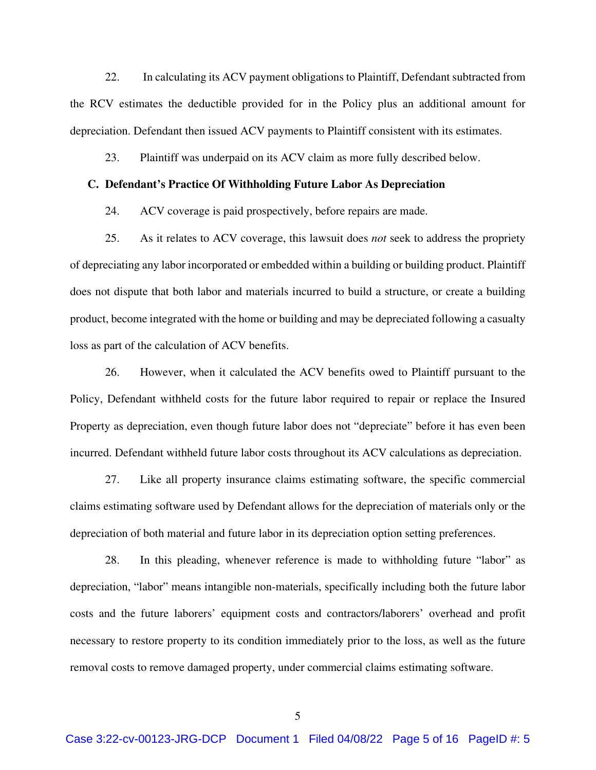22. In calculating its ACV payment obligations to Plaintiff, Defendant subtracted from the RCV estimates the deductible provided for in the Policy plus an additional amount for depreciation. Defendant then issued ACV payments to Plaintiff consistent with its estimates.

23. Plaintiff was underpaid on its ACV claim as more fully described below.

**C. Defendant's Practice Of Withholding Future Labor As Depreciation**

24. ACV coverage is paid prospectively, before repairs are made.

25. As it relates to ACV coverage, this lawsuit does *not* seek to address the propriety of depreciating any labor incorporated or embedded within a building or building product. Plaintiff does not dispute that both labor and materials incurred to build a structure, or create a building product, become integrated with the home or building and may be depreciated following a casualty loss as part of the calculation of ACV benefits.

26. However, when it calculated the ACV benefits owed to Plaintiff pursuant to the Policy, Defendant withheld costs for the future labor required to repair or replace the Insured Property as depreciation, even though future labor does not "depreciate" before it has even been incurred. Defendant withheld future labor costs throughout its ACV calculations as depreciation.

27. Like all property insurance claims estimating software, the specific commercial claims estimating software used by Defendant allows for the depreciation of materials only or the depreciation of both material and future labor in its depreciation option setting preferences.

28. In this pleading, whenever reference is made to withholding future "labor" as depreciation, "labor" means intangible non-materials, specifically including both the future labor costs and the future laborers' equipment costs and contractors/laborers' overhead and profit necessary to restore property to its condition immediately prior to the loss, as well as the future removal costs to remove damaged property, under commercial claims estimating software.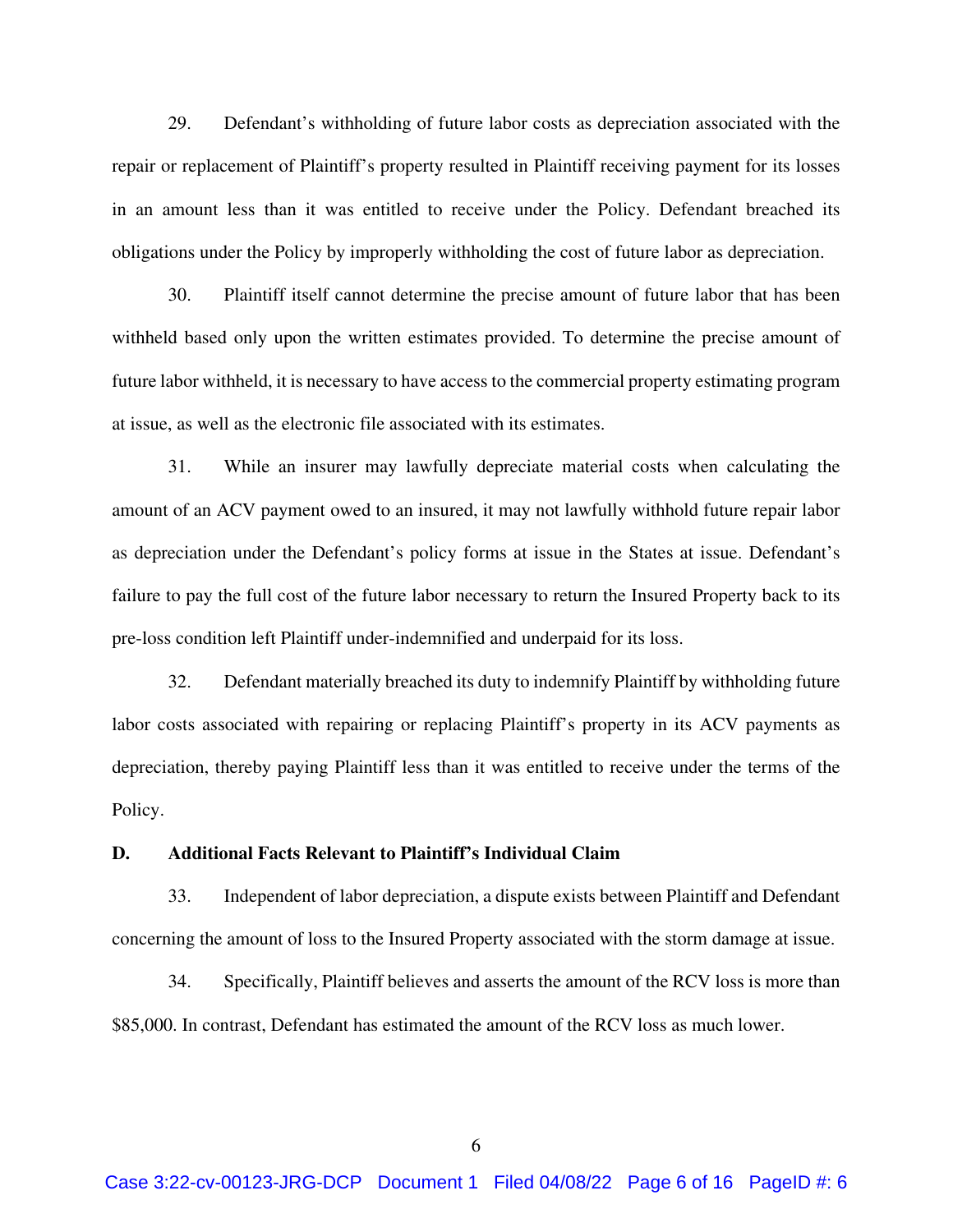29. Defendant's withholding of future labor costs as depreciation associated with the repair or replacement of Plaintiff's property resulted in Plaintiff receiving payment for its losses in an amount less than it was entitled to receive under the Policy. Defendant breached its obligations under the Policy by improperly withholding the cost of future labor as depreciation.

30. Plaintiff itself cannot determine the precise amount of future labor that has been withheld based only upon the written estimates provided. To determine the precise amount of future labor withheld, it is necessary to have access to the commercial property estimating program at issue, as well as the electronic file associated with its estimates.

31. While an insurer may lawfully depreciate material costs when calculating the amount of an ACV payment owed to an insured, it may not lawfully withhold future repair labor as depreciation under the Defendant's policy forms at issue in the States at issue. Defendant's failure to pay the full cost of the future labor necessary to return the Insured Property back to its pre-loss condition left Plaintiff under-indemnified and underpaid for its loss.

32. Defendant materially breached its duty to indemnify Plaintiff by withholding future labor costs associated with repairing or replacing Plaintiff's property in its ACV payments as depreciation, thereby paying Plaintiff less than it was entitled to receive under the terms of the Policy.

**D. Additional Facts Relevant to Plaintiff's Individual Claim**

33. Independent of labor depreciation, a dispute exists between Plaintiff and Defendant concerning the amount of loss to the Insured Property associated with the storm damage at issue.

34. Specifically, Plaintiff believes and asserts the amount of the RCV loss is more than $85,000. In contrast, Defendant has estimated the amount of the RCV loss as much lower.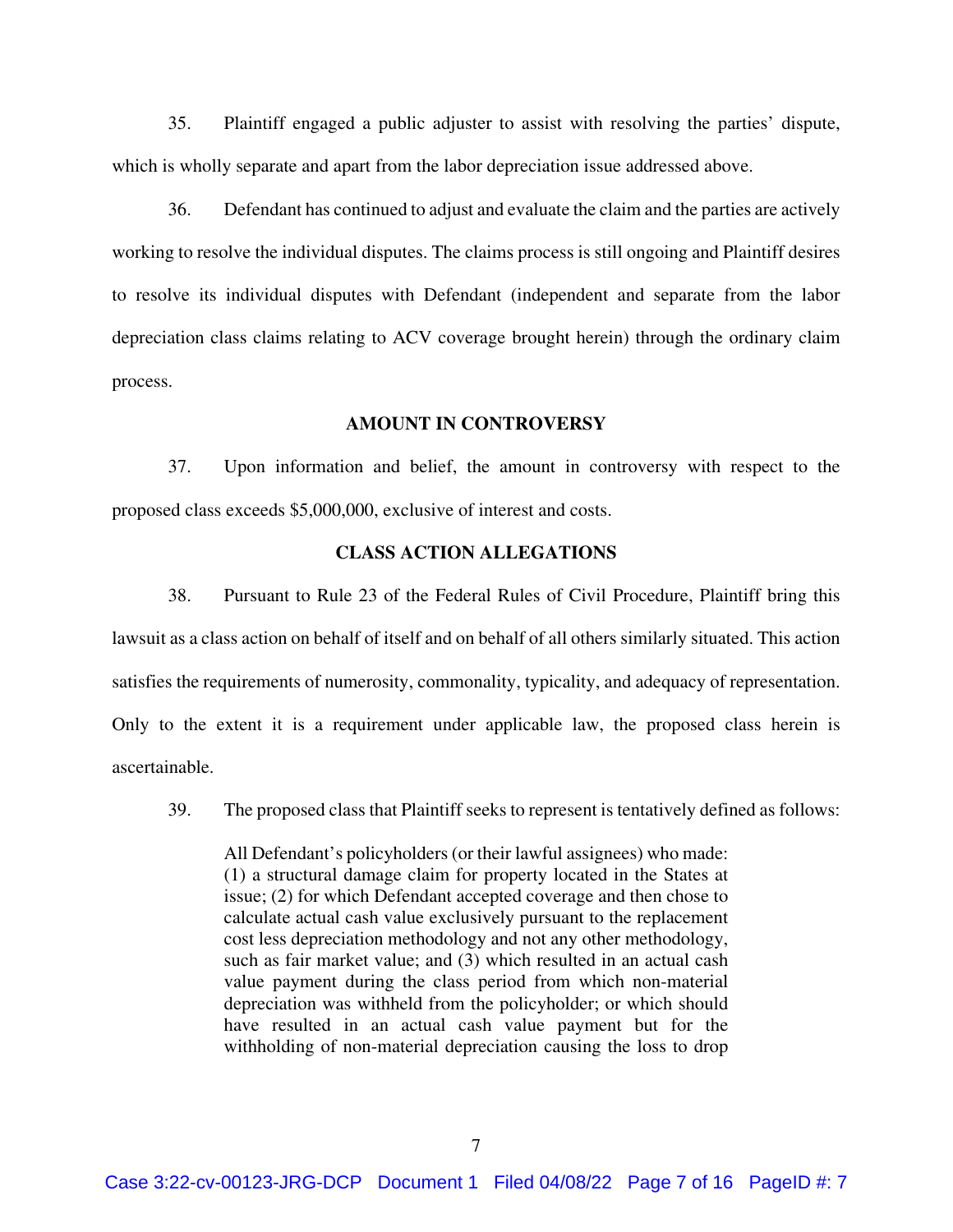35. Plaintiff engaged a public adjuster to assist with resolving the parties' dispute, which is wholly separate and apart from the labor depreciation issue addressed above.

36. Defendant has continued to adjust and evaluate the claim and the parties are actively working to resolve the individual disputes. The claims process is still ongoing and Plaintiff desires to resolve its individual disputes with Defendant (independent and separate from the labor depreciation class claims relating to ACV coverage brought herein) through the ordinary claim process.

**AMOUNT IN CONTROVERSY**

37. Upon information and belief, the amount in controversy with respect to the proposed class exceeds $5,000,000, exclusive of interest and costs.

**CLASS ACTION ALLEGATIONS**

38. Pursuant to Rule 23 of the Federal Rules of Civil Procedure, Plaintiff bring this lawsuit as a class action on behalf of itself and on behalf of all others similarly situated. This action satisfies the requirements of numerosity, commonality, typicality, and adequacy of representation. Only to the extent it is a requirement under applicable law, the proposed class herein is ascertainable.

39. The proposed class that Plaintiff seeks to represent is tentatively defined as follows:

> All Defendant's policyholders (or their lawful assignees) who made: (1) a structural damage claim for property located in the States at issue; (2) for which Defendant accepted coverage and then chose to calculate actual cash value exclusively pursuant to the replacement cost less depreciation methodology and not any other methodology, such as fair market value; and (3) which resulted in an actual cash value payment during the class period from which non-material depreciation was withheld from the policyholder; or which should have resulted in an actual cash value payment but for the withholding of non-material depreciation causing the loss to drop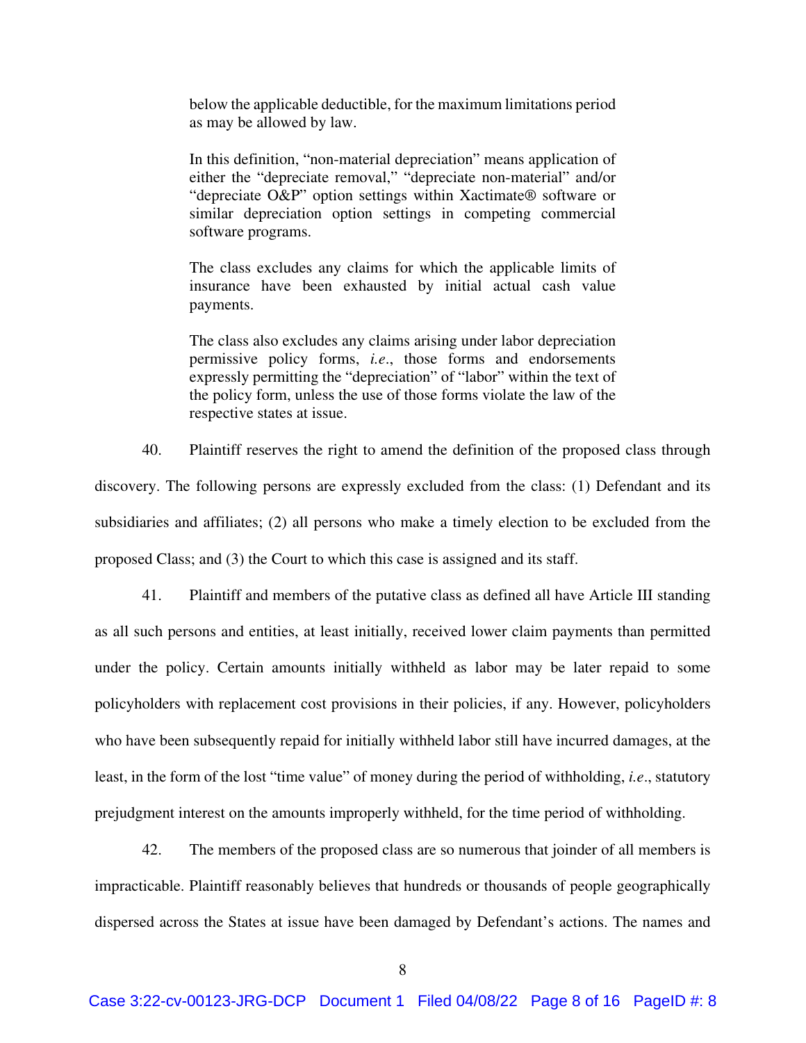> below the applicable deductible, for the maximum limitations period as may be allowed by law.
>
> In this definition, "non-material depreciation" means application of either the "depreciate removal," "depreciate non-material" and/or "depreciate O&P" option settings within Xactimate® software or similar depreciation option settings in competing commercial software programs.
>
> The class excludes any claims for which the applicable limits of insurance have been exhausted by initial actual cash value payments.
>
> The class also excludes any claims arising under labor depreciation permissive policy forms, *i.e*., those forms and endorsements expressly permitting the "depreciation" of "labor" within the text of the policy form, unless the use of those forms violate the law of the respective states at issue.

40. Plaintiff reserves the right to amend the definition of the proposed class through discovery. The following persons are expressly excluded from the class: (1) Defendant and its subsidiaries and affiliates; (2) all persons who make a timely election to be excluded from the proposed Class; and (3) the Court to which this case is assigned and its staff.

41. Plaintiff and members of the putative class as defined all have Article III standing as all such persons and entities, at least initially, received lower claim payments than permitted under the policy. Certain amounts initially withheld as labor may be later repaid to some policyholders with replacement cost provisions in their policies, if any. However, policyholders who have been subsequently repaid for initially withheld labor still have incurred damages, at the least, in the form of the lost "time value" of money during the period of withholding, *i.e*., statutory prejudgment interest on the amounts improperly withheld, for the time period of withholding.

42. The members of the proposed class are so numerous that joinder of all members is impracticable. Plaintiff reasonably believes that hundreds or thousands of people geographically dispersed across the States at issue have been damaged by Defendant's actions. The names and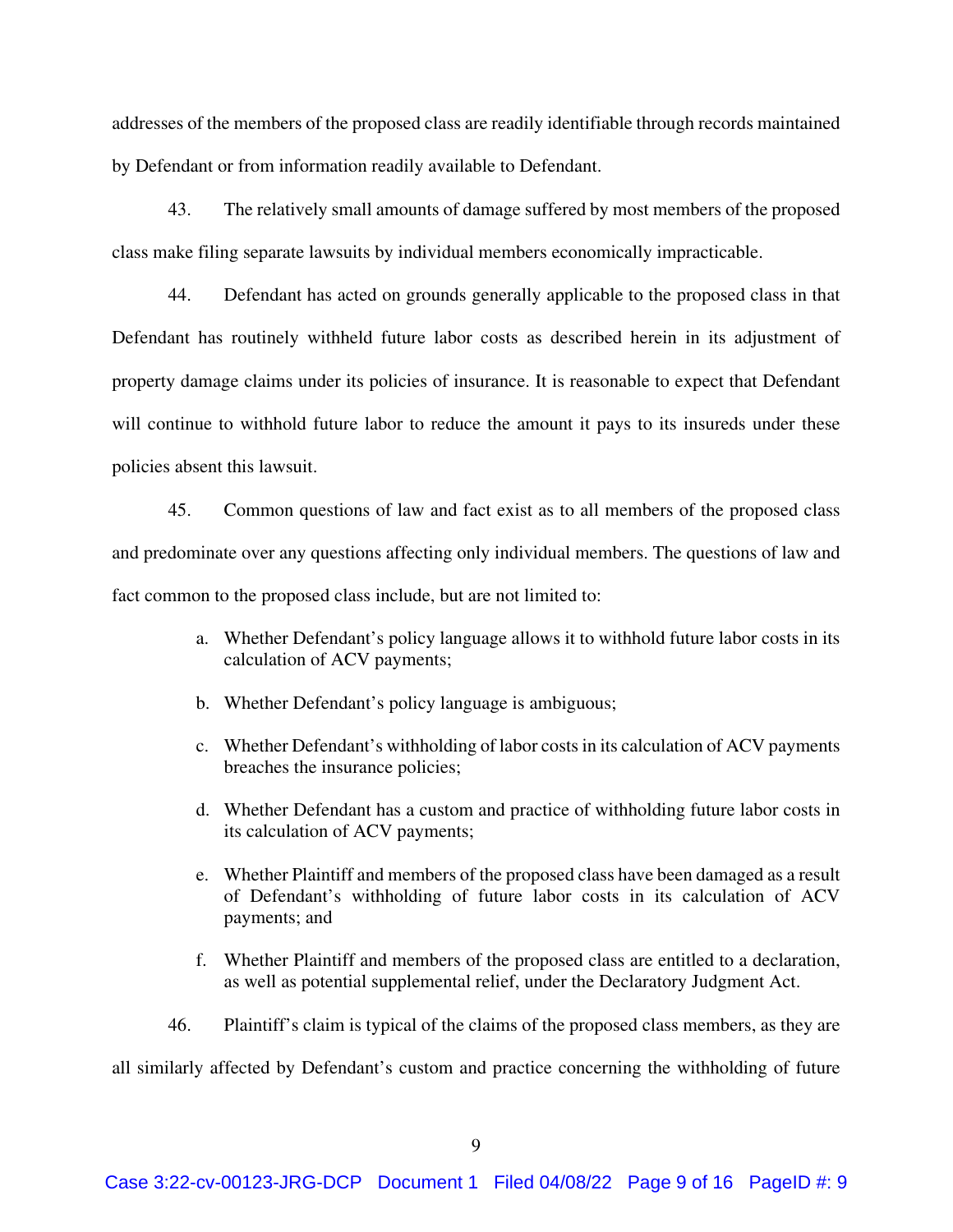addresses of the members of the proposed class are readily identifiable through records maintained by Defendant or from information readily available to Defendant.

43. The relatively small amounts of damage suffered by most members of the proposed class make filing separate lawsuits by individual members economically impracticable.

44. Defendant has acted on grounds generally applicable to the proposed class in that Defendant has routinely withheld future labor costs as described herein in its adjustment of property damage claims under its policies of insurance. It is reasonable to expect that Defendant will continue to withhold future labor to reduce the amount it pays to its insureds under these policies absent this lawsuit.

45. Common questions of law and fact exist as to all members of the proposed class and predominate over any questions affecting only individual members. The questions of law and fact common to the proposed class include, but are not limited to:

a. Whether Defendant's policy language allows it to withhold future labor costs in its calculation of ACV payments;

b. Whether Defendant's policy language is ambiguous;

c. Whether Defendant's withholding of labor costs in its calculation of ACV payments breaches the insurance policies;

d. Whether Defendant has a custom and practice of withholding future labor costs in its calculation of ACV payments;

e. Whether Plaintiff and members of the proposed class have been damaged as a result of Defendant's withholding of future labor costs in its calculation of ACV payments; and

f. Whether Plaintiff and members of the proposed class are entitled to a declaration, as well as potential supplemental relief, under the Declaratory Judgment Act.

46. Plaintiff's claim is typical of the claims of the proposed class members, as they are all similarly affected by Defendant's custom and practice concerning the withholding of future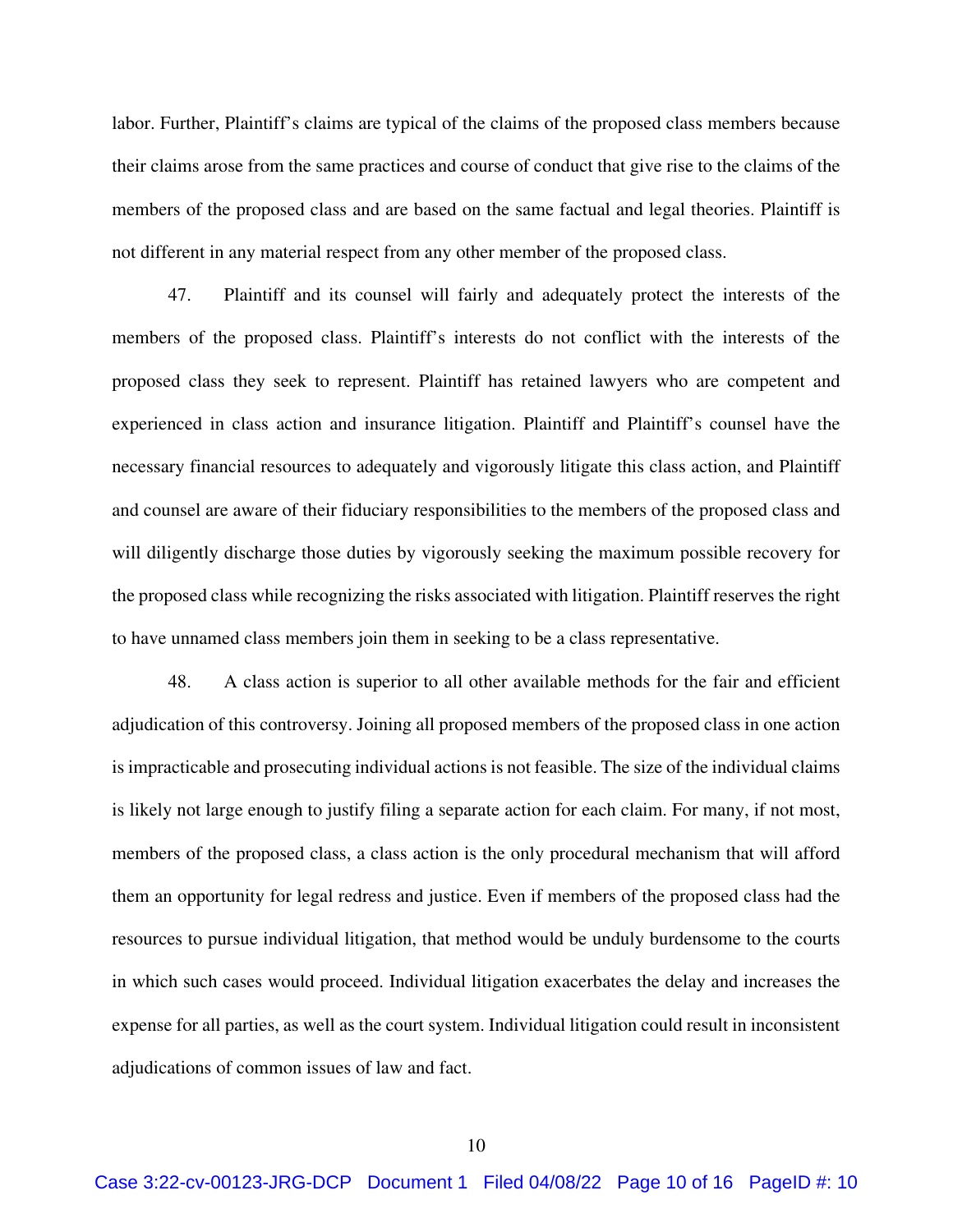labor. Further, Plaintiff's claims are typical of the claims of the proposed class members because their claims arose from the same practices and course of conduct that give rise to the claims of the members of the proposed class and are based on the same factual and legal theories. Plaintiff is not different in any material respect from any other member of the proposed class.

47. Plaintiff and its counsel will fairly and adequately protect the interests of the members of the proposed class. Plaintiff's interests do not conflict with the interests of the proposed class they seek to represent. Plaintiff has retained lawyers who are competent and experienced in class action and insurance litigation. Plaintiff and Plaintiff's counsel have the necessary financial resources to adequately and vigorously litigate this class action, and Plaintiff and counsel are aware of their fiduciary responsibilities to the members of the proposed class and will diligently discharge those duties by vigorously seeking the maximum possible recovery for the proposed class while recognizing the risks associated with litigation. Plaintiff reserves the right to have unnamed class members join them in seeking to be a class representative.

48. A class action is superior to all other available methods for the fair and efficient adjudication of this controversy. Joining all proposed members of the proposed class in one action is impracticable and prosecuting individual actions is not feasible. The size of the individual claims is likely not large enough to justify filing a separate action for each claim. For many, if not most, members of the proposed class, a class action is the only procedural mechanism that will afford them an opportunity for legal redress and justice. Even if members of the proposed class had the resources to pursue individual litigation, that method would be unduly burdensome to the courts in which such cases would proceed. Individual litigation exacerbates the delay and increases the expense for all parties, as well as the court system. Individual litigation could result in inconsistent adjudications of common issues of law and fact.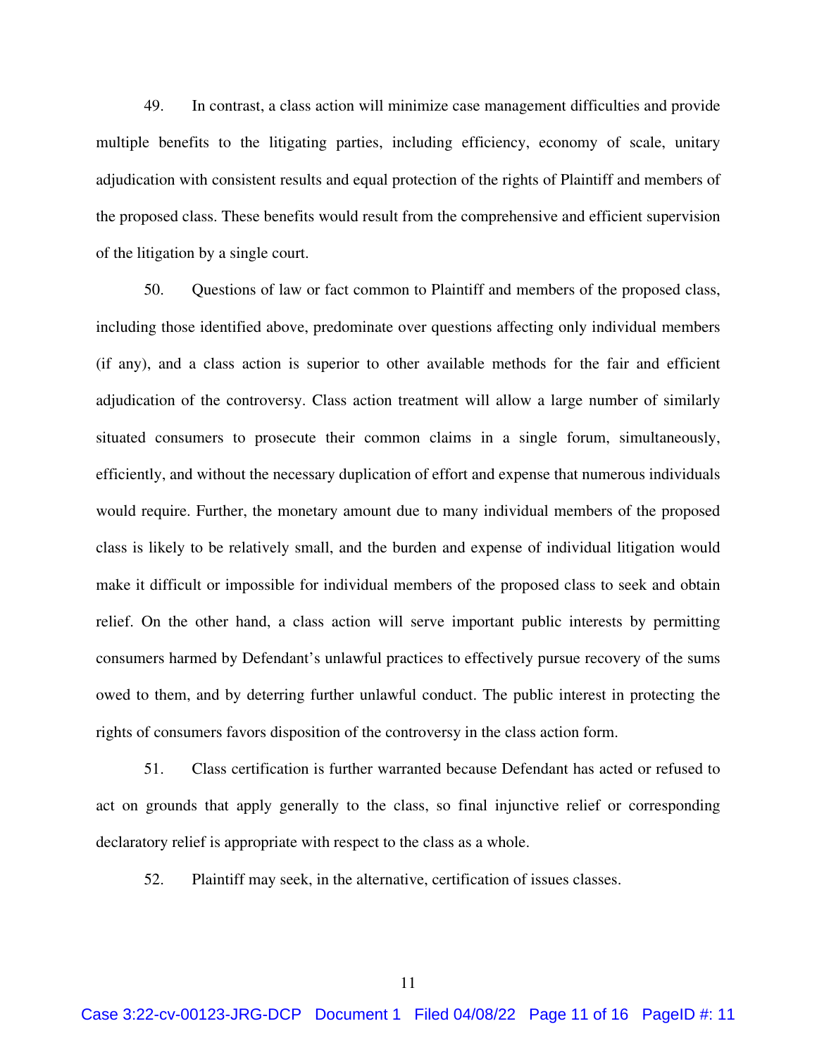49. In contrast, a class action will minimize case management difficulties and provide multiple benefits to the litigating parties, including efficiency, economy of scale, unitary adjudication with consistent results and equal protection of the rights of Plaintiff and members of the proposed class. These benefits would result from the comprehensive and efficient supervision of the litigation by a single court.

50. Questions of law or fact common to Plaintiff and members of the proposed class, including those identified above, predominate over questions affecting only individual members (if any), and a class action is superior to other available methods for the fair and efficient adjudication of the controversy. Class action treatment will allow a large number of similarly situated consumers to prosecute their common claims in a single forum, simultaneously, efficiently, and without the necessary duplication of effort and expense that numerous individuals would require. Further, the monetary amount due to many individual members of the proposed class is likely to be relatively small, and the burden and expense of individual litigation would make it difficult or impossible for individual members of the proposed class to seek and obtain relief. On the other hand, a class action will serve important public interests by permitting consumers harmed by Defendant's unlawful practices to effectively pursue recovery of the sums owed to them, and by deterring further unlawful conduct. The public interest in protecting the rights of consumers favors disposition of the controversy in the class action form.

51. Class certification is further warranted because Defendant has acted or refused to act on grounds that apply generally to the class, so final injunctive relief or corresponding declaratory relief is appropriate with respect to the class as a whole.

52. Plaintiff may seek, in the alternative, certification of issues classes.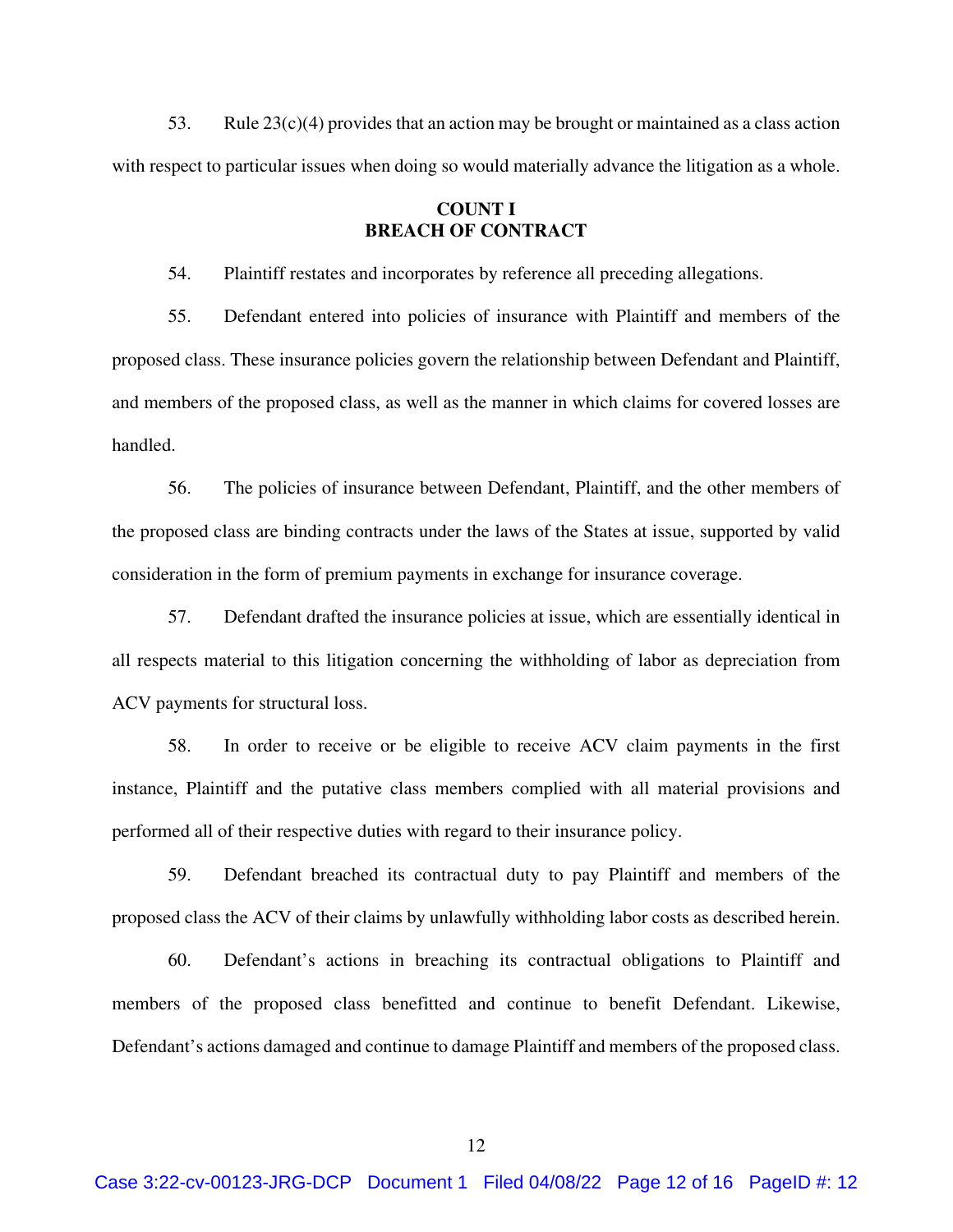53. Rule 23(c)(4) provides that an action may be brought or maintained as a class action with respect to particular issues when doing so would materially advance the litigation as a whole.

**COUNT I**
**BREACH OF CONTRACT**

54. Plaintiff restates and incorporates by reference all preceding allegations.

55. Defendant entered into policies of insurance with Plaintiff and members of the proposed class. These insurance policies govern the relationship between Defendant and Plaintiff, and members of the proposed class, as well as the manner in which claims for covered losses are handled.

56. The policies of insurance between Defendant, Plaintiff, and the other members of the proposed class are binding contracts under the laws of the States at issue, supported by valid consideration in the form of premium payments in exchange for insurance coverage.

57. Defendant drafted the insurance policies at issue, which are essentially identical in all respects material to this litigation concerning the withholding of labor as depreciation from ACV payments for structural loss.

58. In order to receive or be eligible to receive ACV claim payments in the first instance, Plaintiff and the putative class members complied with all material provisions and performed all of their respective duties with regard to their insurance policy.

59. Defendant breached its contractual duty to pay Plaintiff and members of the proposed class the ACV of their claims by unlawfully withholding labor costs as described herein.

60. Defendant's actions in breaching its contractual obligations to Plaintiff and members of the proposed class benefitted and continue to benefit Defendant. Likewise, Defendant's actions damaged and continue to damage Plaintiff and members of the proposed class.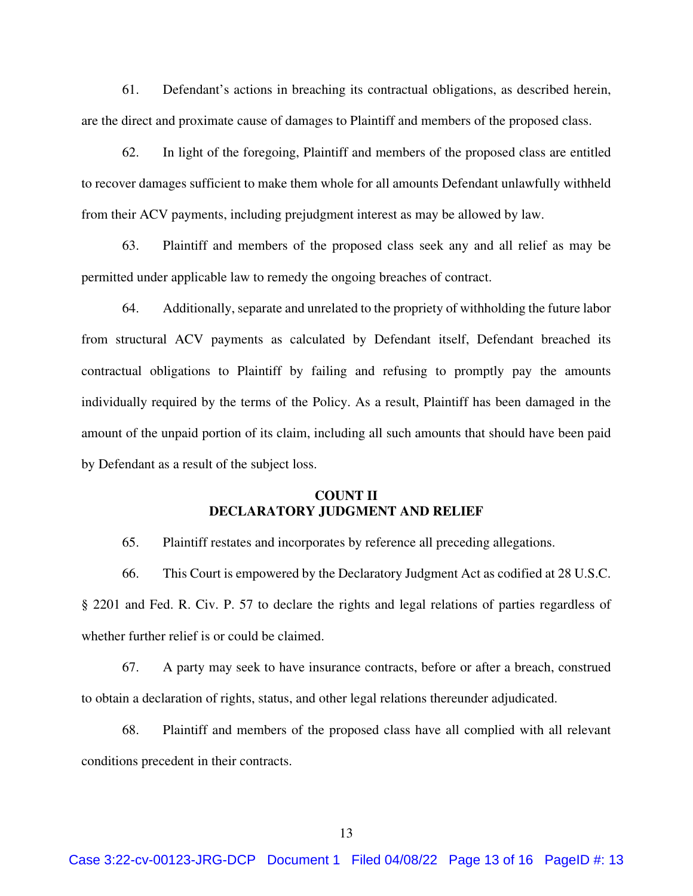61. Defendant's actions in breaching its contractual obligations, as described herein, are the direct and proximate cause of damages to Plaintiff and members of the proposed class.

62. In light of the foregoing, Plaintiff and members of the proposed class are entitled to recover damages sufficient to make them whole for all amounts Defendant unlawfully withheld from their ACV payments, including prejudgment interest as may be allowed by law.

63. Plaintiff and members of the proposed class seek any and all relief as may be permitted under applicable law to remedy the ongoing breaches of contract.

64. Additionally, separate and unrelated to the propriety of withholding the future labor from structural ACV payments as calculated by Defendant itself, Defendant breached its contractual obligations to Plaintiff by failing and refusing to promptly pay the amounts individually required by the terms of the Policy. As a result, Plaintiff has been damaged in the amount of the unpaid portion of its claim, including all such amounts that should have been paid by Defendant as a result of the subject loss.

## COUNT II
## DECLARATORY JUDGMENT AND RELIEF

65. Plaintiff restates and incorporates by reference all preceding allegations.

66. This Court is empowered by the Declaratory Judgment Act as codified at 28 U.S.C. § 2201 and Fed. R. Civ. P. 57 to declare the rights and legal relations of parties regardless of whether further relief is or could be claimed.

67. A party may seek to have insurance contracts, before or after a breach, construed to obtain a declaration of rights, status, and other legal relations thereunder adjudicated.

68. Plaintiff and members of the proposed class have all complied with all relevant conditions precedent in their contracts.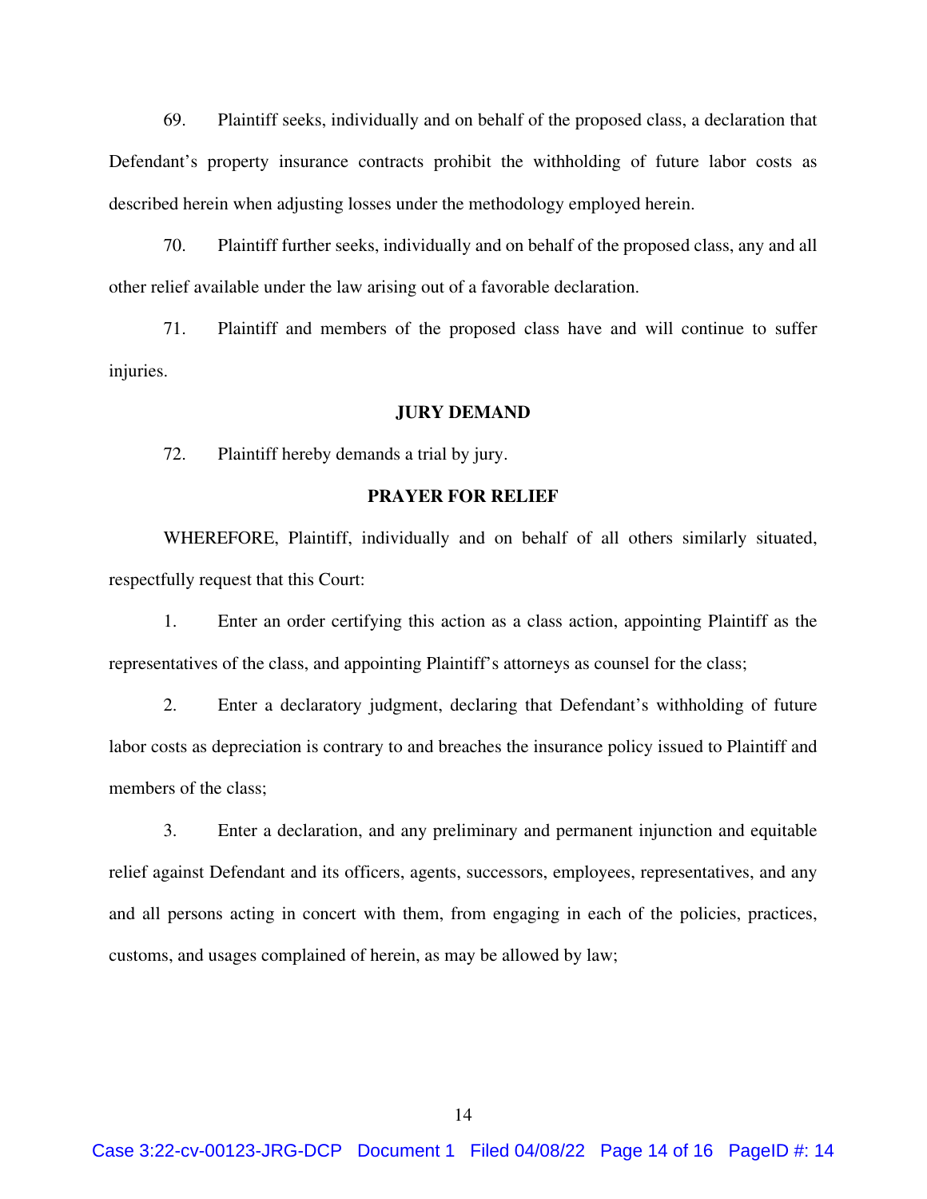69. Plaintiff seeks, individually and on behalf of the proposed class, a declaration that Defendant's property insurance contracts prohibit the withholding of future labor costs as described herein when adjusting losses under the methodology employed herein.

70. Plaintiff further seeks, individually and on behalf of the proposed class, any and all other relief available under the law arising out of a favorable declaration.

71. Plaintiff and members of the proposed class have and will continue to suffer injuries.

## JURY DEMAND

72. Plaintiff hereby demands a trial by jury.

## PRAYER FOR RELIEF

WHEREFORE, Plaintiff, individually and on behalf of all others similarly situated, respectfully request that this Court:

1. Enter an order certifying this action as a class action, appointing Plaintiff as the representatives of the class, and appointing Plaintiff's attorneys as counsel for the class;

2. Enter a declaratory judgment, declaring that Defendant's withholding of future labor costs as depreciation is contrary to and breaches the insurance policy issued to Plaintiff and members of the class;

3. Enter a declaration, and any preliminary and permanent injunction and equitable relief against Defendant and its officers, agents, successors, employees, representatives, and any and all persons acting in concert with them, from engaging in each of the policies, practices, customs, and usages complained of herein, as may be allowed by law;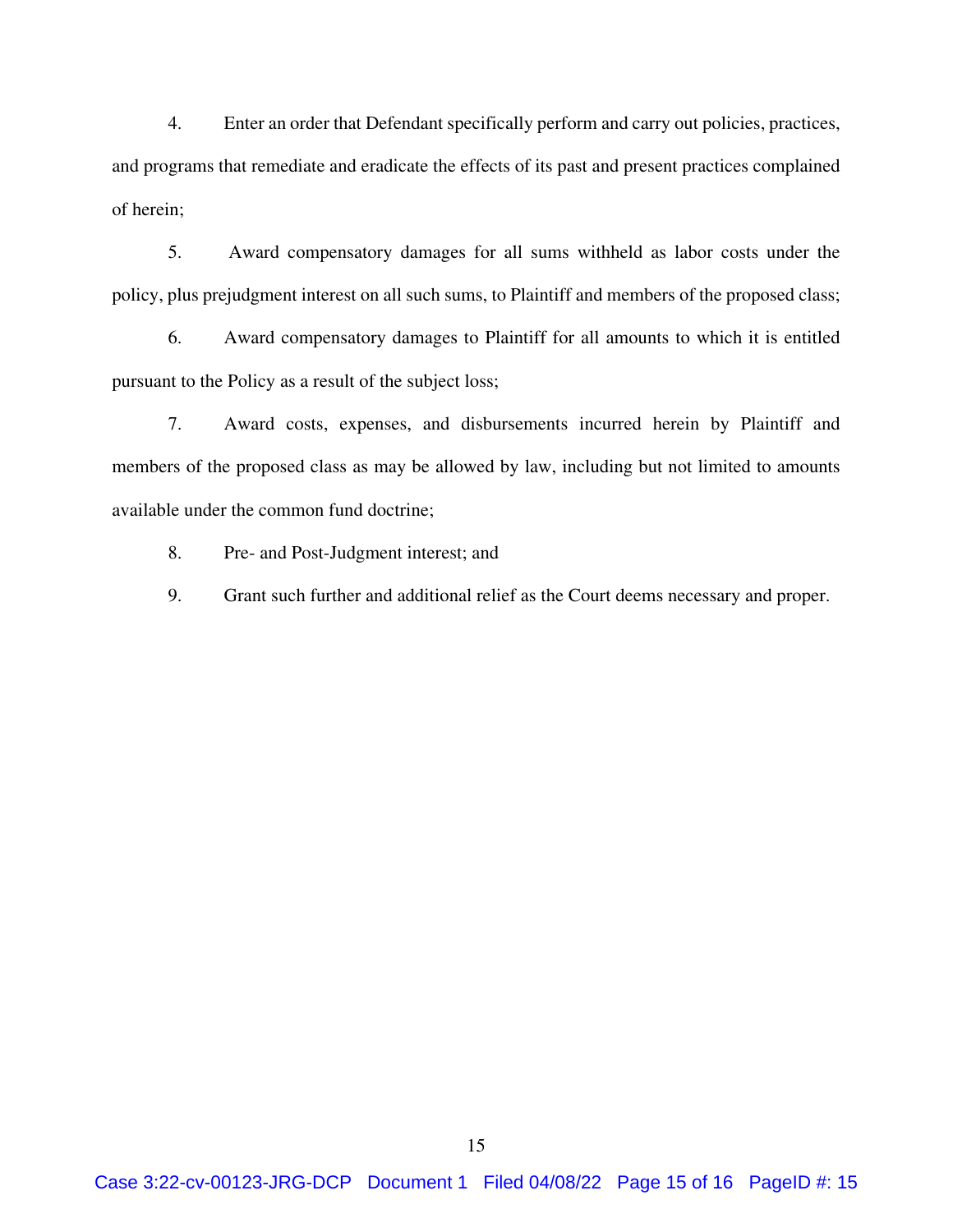4. Enter an order that Defendant specifically perform and carry out policies, practices, and programs that remediate and eradicate the effects of its past and present practices complained of herein;

5. Award compensatory damages for all sums withheld as labor costs under the policy, plus prejudgment interest on all such sums, to Plaintiff and members of the proposed class;

6. Award compensatory damages to Plaintiff for all amounts to which it is entitled pursuant to the Policy as a result of the subject loss;

7. Award costs, expenses, and disbursements incurred herein by Plaintiff and members of the proposed class as may be allowed by law, including but not limited to amounts available under the common fund doctrine;

8. Pre- and Post-Judgment interest; and

9. Grant such further and additional relief as the Court deems necessary and proper.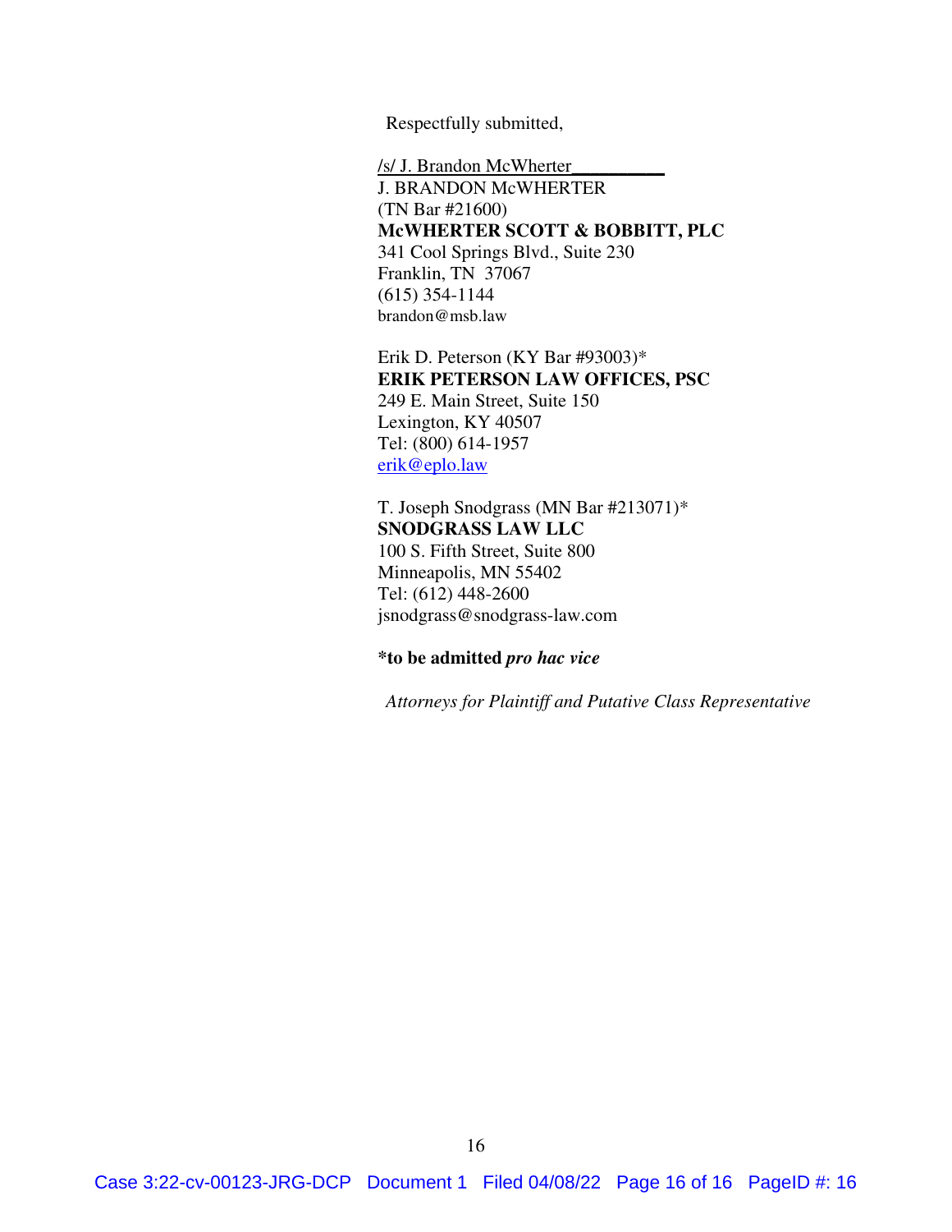Respectfully submitted,

/s/ J. Brandon McWherter__________
J. BRANDON McWHERTER
(TN Bar #21600)
**McWHERTER SCOTT & BOBBITT, PLC**
341 Cool Springs Blvd., Suite 230
Franklin, TN 37067
(615) 354-1144
brandon@msb.law

Erik D. Peterson (KY Bar #93003)*
**ERIK PETERSON LAW OFFICES, PSC**
249 E. Main Street, Suite 150
Lexington, KY 40507
Tel: (800) 614-1957
erik@eplo.law

T. Joseph Snodgrass (MN Bar #213071)*
**SNODGRASS LAW LLC**
100 S. Fifth Street, Suite 800
Minneapolis, MN 55402
Tel: (612) 448-2600
jsnodgrass@snodgrass-law.com

***to be admitted** ***pro hac vice***

*Attorneys for Plaintiff and Putative Class Representative*